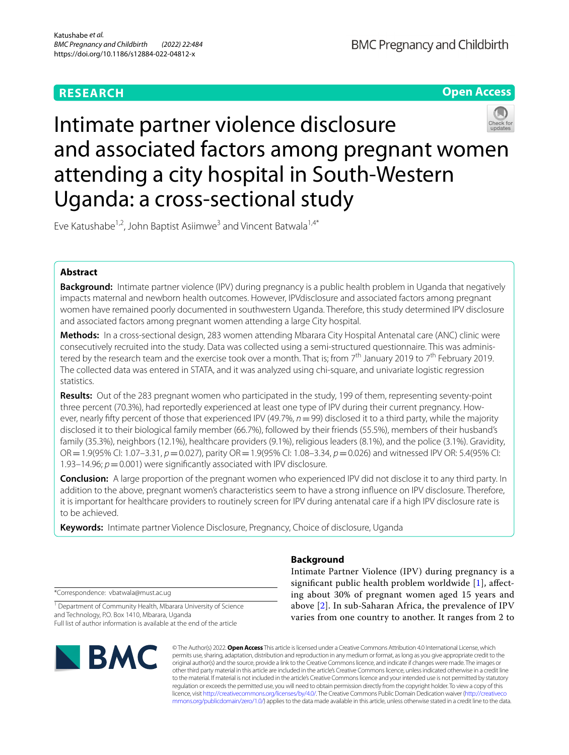RESEARCH

Open Access

# Intimate partner violence disclosure and associated factors among pregnant women attending a city hospital in South-Western Uganda: a cross-sectional study

Eve Katushabe[1,2], John Baptist Asiimwe[3] and Vincent Batwala[1,4*]

## Abstract

**Background:** Intimate partner violence (IPV) during pregnancy is a public health problem in Uganda that negatively impacts maternal and newborn health outcomes. However, IPVdisclosure and associated factors among pregnant women have remained poorly documented in southwestern Uganda. Therefore, this study determined IPV disclosure and associated factors among pregnant women attending a large City hospital.

**Methods:** In a cross-sectional design, 283 women attending Mbarara City Hospital Antenatal care (ANC) clinic were consecutively recruited into the study. Data was collected using a semi-structured questionnaire. This was administered by the research team and the exercise took over a month. That is; from 7th January 2019 to 7th February 2019. The collected data was entered in STATA, and it was analyzed using chi-square, and univariate logistic regression statistics.

**Results:** Out of the 283 pregnant women who participated in the study, 199 of them, representing seventy-point three percent (70.3%), had reportedly experienced at least one type of IPV during their current pregnancy. However, nearly fifty percent of those that experienced IPV (49.7%, $n=99$) disclosed it to a third party, while the majority disclosed it to their biological family member (66.7%), followed by their friends (55.5%), members of their husband's family (35.3%), neighbors (12.1%), healthcare providers (9.1%), religious leaders (8.1%), and the police (3.1%). Gravidity, OR = 1.9(95% CI: 1.07–3.31, $p=0.027$), parity OR = 1.9(95% CI: 1.08–3.34, $p=0.026$) and witnessed IPV OR: 5.4(95% CI: 1.93–14.96; $p=0.001$) were significantly associated with IPV disclosure.

**Conclusion:** A large proportion of the pregnant women who experienced IPV did not disclose it to any third party. In addition to the above, pregnant women's characteristics seem to have a strong influence on IPV disclosure. Therefore, it is important for healthcare providers to routinely screen for IPV during antenatal care if a high IPV disclosure rate is to be achieved.

**Keywords:** Intimate partner Violence Disclosure, Pregnancy, Choice of disclosure, Uganda

## Background

Intimate Partner Violence (IPV) during pregnancy is a significant public health problem worldwide [1], affecting about 30% of pregnant women aged 15 years and above [2]. In sub-Saharan Africa, the prevalence of IPV varies from one country to another. It ranges from 2 to

*Correspondence: vbatwala@must.ac.ug

[1] Department of Community Health, Mbarara University of Science and Technology, P.O. Box 1410, Mbarara, Uganda

Full list of author information is available at the end of the article

© The Author(s) 2022. **Open Access** This article is licensed under a Creative Commons Attribution 4.0 International License, which permits use, sharing, adaptation, distribution and reproduction in any medium or format, as long as you give appropriate credit to the original author(s) and the source, provide a link to the Creative Commons licence, and indicate if changes were made. The images or other third party material in this article are included in the article's Creative Commons licence, unless indicated otherwise in a credit line to the material. If material is not included in the article's Creative Commons licence and your intended use is not permitted by statutory regulation or exceeds the permitted use, you will need to obtain permission directly from the copyright holder. To view a copy of this licence, visit http://creativecommons.org/licenses/by/4.0/. The Creative Commons Public Domain Dedication waiver (http://creativecommons.org/publicdomain/zero/1.0/) applies to the data made available in this article, unless otherwise stated in a credit line to the data.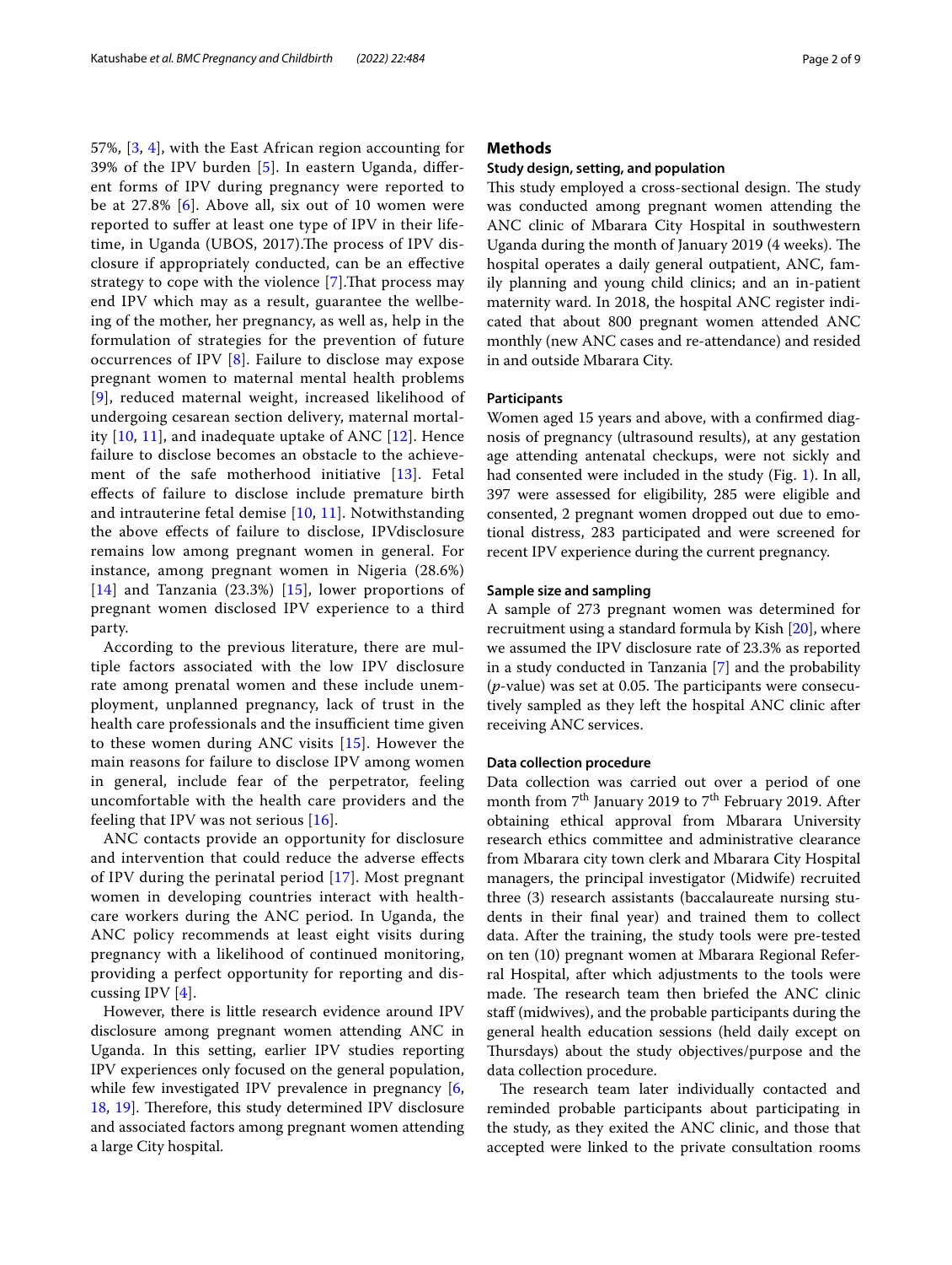57%, [3, 4], with the East African region accounting for 39% of the IPV burden [5]. In eastern Uganda, different forms of IPV during pregnancy were reported to be at 27.8% [6]. Above all, six out of 10 women were reported to suffer at least one type of IPV in their lifetime, in Uganda (UBOS, 2017).The process of IPV disclosure if appropriately conducted, can be an effective strategy to cope with the violence [7].That process may end IPV which may as a result, guarantee the wellbeing of the mother, her pregnancy, as well as, help in the formulation of strategies for the prevention of future occurrences of IPV [8]. Failure to disclose may expose pregnant women to maternal mental health problems [9], reduced maternal weight, increased likelihood of undergoing cesarean section delivery, maternal mortality [10, 11], and inadequate uptake of ANC [12]. Hence failure to disclose becomes an obstacle to the achievement of the safe motherhood initiative [13]. Fetal effects of failure to disclose include premature birth and intrauterine fetal demise [10, 11]. Notwithstanding the above effects of failure to disclose, IPVdisclosure remains low among pregnant women in general. For instance, among pregnant women in Nigeria (28.6%) [14] and Tanzania (23.3%) [15], lower proportions of pregnant women disclosed IPV experience to a third party.

According to the previous literature, there are multiple factors associated with the low IPV disclosure rate among prenatal women and these include unemployment, unplanned pregnancy, lack of trust in the health care professionals and the insufficient time given to these women during ANC visits [15]. However the main reasons for failure to disclose IPV among women in general, include fear of the perpetrator, feeling uncomfortable with the health care providers and the feeling that IPV was not serious [16].

ANC contacts provide an opportunity for disclosure and intervention that could reduce the adverse effects of IPV during the perinatal period [17]. Most pregnant women in developing countries interact with healthcare workers during the ANC period. In Uganda, the ANC policy recommends at least eight visits during pregnancy with a likelihood of continued monitoring, providing a perfect opportunity for reporting and discussing IPV [4].

However, there is little research evidence around IPV disclosure among pregnant women attending ANC in Uganda. In this setting, earlier IPV studies reporting IPV experiences only focused on the general population, while few investigated IPV prevalence in pregnancy [6, 18, 19]. Therefore, this study determined IPV disclosure and associated factors among pregnant women attending a large City hospital.

## Methods

### Study design, setting, and population

This study employed a cross-sectional design. The study was conducted among pregnant women attending the ANC clinic of Mbarara City Hospital in southwestern Uganda during the month of January 2019 (4 weeks). The hospital operates a daily general outpatient, ANC, family planning and young child clinics; and an in-patient maternity ward. In 2018, the hospital ANC register indicated that about 800 pregnant women attended ANC monthly (new ANC cases and re-attendance) and resided in and outside Mbarara City.

### Participants

Women aged 15 years and above, with a confirmed diagnosis of pregnancy (ultrasound results), at any gestation age attending antenatal checkups, were not sickly and had consented were included in the study (Fig. 1). In all, 397 were assessed for eligibility, 285 were eligible and consented, 2 pregnant women dropped out due to emotional distress, 283 participated and were screened for recent IPV experience during the current pregnancy.

### Sample size and sampling

A sample of 273 pregnant women was determined for recruitment using a standard formula by Kish [20], where we assumed the IPV disclosure rate of 23.3% as reported in a study conducted in Tanzania [7] and the probability ($p$-value) was set at 0.05. The participants were consecutively sampled as they left the hospital ANC clinic after receiving ANC services.

### Data collection procedure

Data collection was carried out over a period of one month from 7th January 2019 to 7th February 2019. After obtaining ethical approval from Mbarara University research ethics committee and administrative clearance from Mbarara city town clerk and Mbarara City Hospital managers, the principal investigator (Midwife) recruited three (3) research assistants (baccalaureate nursing students in their final year) and trained them to collect data. After the training, the study tools were pre-tested on ten (10) pregnant women at Mbarara Regional Referral Hospital, after which adjustments to the tools were made. The research team then briefed the ANC clinic staff (midwives), and the probable participants during the general health education sessions (held daily except on Thursdays) about the study objectives/purpose and the data collection procedure.

The research team later individually contacted and reminded probable participants about participating in the study, as they exited the ANC clinic, and those that accepted were linked to the private consultation rooms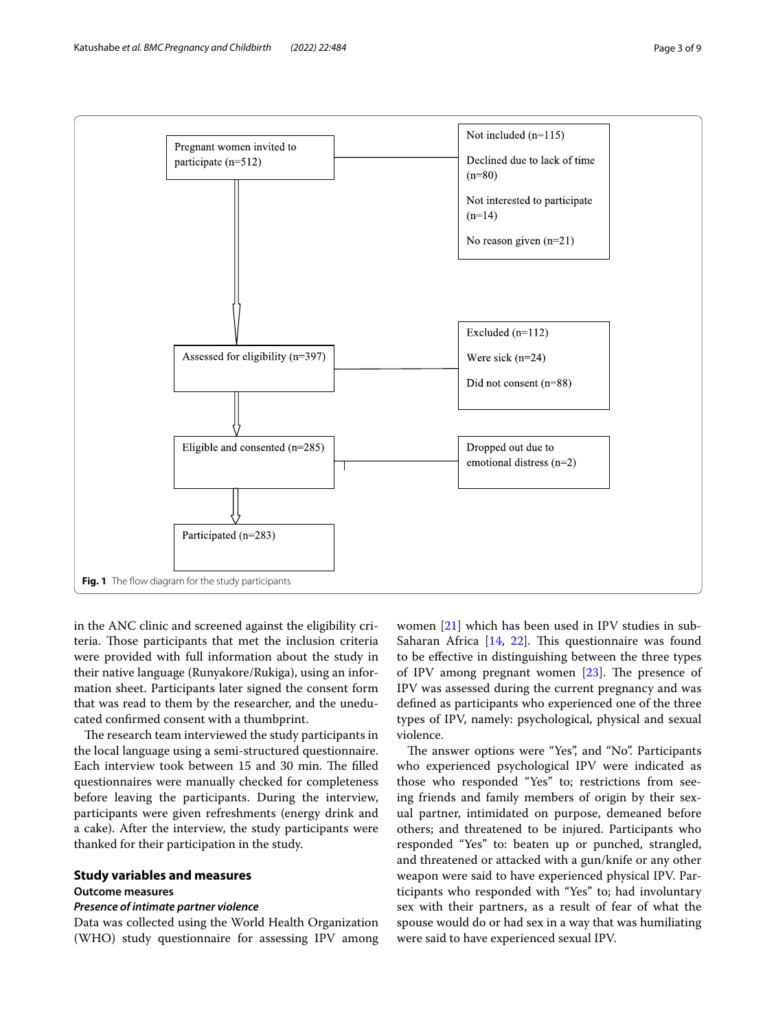Pregnant women invited to participate (n=512)

- Not included (n=115)
  - Declined due to lack of time (n=80)
  - Not interested to participate (n=14)
  - No reason given (n=21)

Assessed for eligibility (n=397)

- Excluded (n=112)
  - Were sick (n=24)
  - Did not consent (n=88)

Eligible and consented (n=285)

- Dropped out due to emotional distress (n=2)

Participated (n=283)

**Fig. 1** The flow diagram for the study participants

in the ANC clinic and screened against the eligibility criteria. Those participants that met the inclusion criteria were provided with full information about the study in their native language (Runyakore/Rukiga), using an information sheet. Participants later signed the consent form that was read to them by the researcher, and the uneducated confirmed consent with a thumbprint.

The research team interviewed the study participants in the local language using a semi-structured questionnaire. Each interview took between 15 and 30 min. The filled questionnaires were manually checked for completeness before leaving the participants. During the interview, participants were given refreshments (energy drink and a cake). After the interview, the study participants were thanked for their participation in the study.

## Study variables and measures

### Outcome measures

#### *Presence of intimate partner violence*

Data was collected using the World Health Organization (WHO) study questionnaire for assessing IPV among women [21] which has been used in IPV studies in sub-Saharan Africa [14, 22]. This questionnaire was found to be effective in distinguishing between the three types of IPV among pregnant women [23]. The presence of IPV was assessed during the current pregnancy and was defined as participants who experienced one of the three types of IPV, namely: psychological, physical and sexual violence.

The answer options were "Yes", and "No". Participants who experienced psychological IPV were indicated as those who responded "Yes" to; restrictions from seeing friends and family members of origin by their sexual partner, intimidated on purpose, demeaned before others; and threatened to be injured. Participants who responded "Yes" to: beaten up or punched, strangled, and threatened or attacked with a gun/knife or any other weapon were said to have experienced physical IPV. Participants who responded with "Yes" to; had involuntary sex with their partners, as a result of fear of what the spouse would do or had sex in a way that was humiliating were said to have experienced sexual IPV.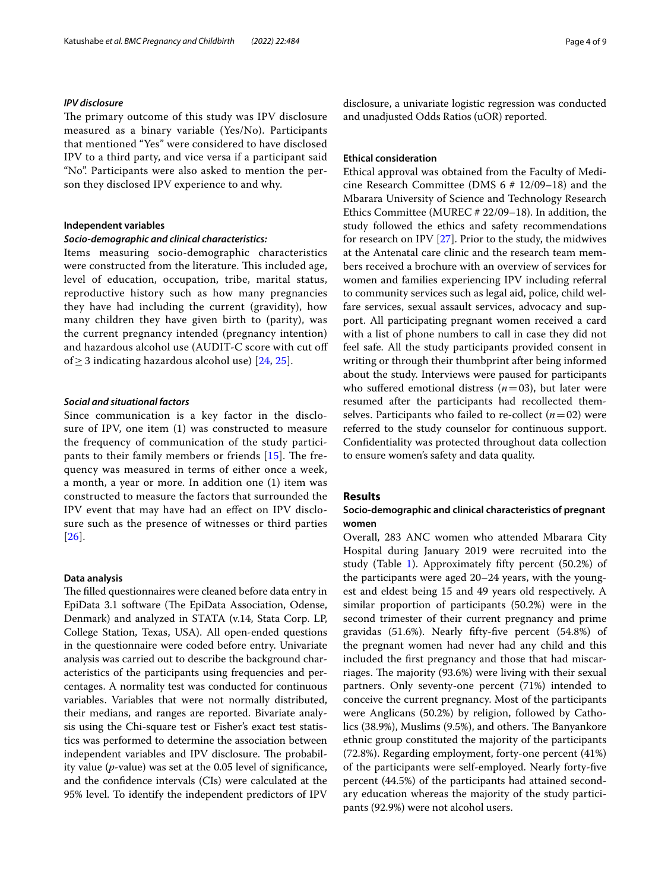### *IPV disclosure*

The primary outcome of this study was IPV disclosure measured as a binary variable (Yes/No). Participants that mentioned "Yes" were considered to have disclosed IPV to a third party, and vice versa if a participant said "No". Participants were also asked to mention the person they disclosed IPV experience to and why.

### Independent variables

#### *Socio-demographic and clinical characteristics:*

Items measuring socio-demographic characteristics were constructed from the literature. This included age, level of education, occupation, tribe, marital status, reproductive history such as how many pregnancies they have had including the current (gravidity), how many children they have given birth to (parity), was the current pregnancy intended (pregnancy intention) and hazardous alcohol use (AUDIT-C score with cut off of $\geq 3$ indicating hazardous alcohol use) [24, 25].

#### *Social and situational factors*

Since communication is a key factor in the disclosure of IPV, one item (1) was constructed to measure the frequency of communication of the study participants to their family members or friends [15]. The frequency was measured in terms of either once a week, a month, a year or more. In addition one (1) item was constructed to measure the factors that surrounded the IPV event that may have had an effect on IPV disclosure such as the presence of witnesses or third parties [26].

### Data analysis

The filled questionnaires were cleaned before data entry in EpiData 3.1 software (The EpiData Association, Odense, Denmark) and analyzed in STATA (v.14, Stata Corp. LP, College Station, Texas, USA). All open-ended questions in the questionnaire were coded before entry. Univariate analysis was carried out to describe the background characteristics of the participants using frequencies and percentages. A normality test was conducted for continuous variables. Variables that were not normally distributed, their medians, and ranges are reported. Bivariate analysis using the Chi-square test or Fisher's exact test statistics was performed to determine the association between independent variables and IPV disclosure. The probability value (*p*-value) was set at the 0.05 level of significance, and the confidence intervals (CIs) were calculated at the 95% level. To identify the independent predictors of IPV disclosure, a univariate logistic regression was conducted and unadjusted Odds Ratios (uOR) reported.

### Ethical consideration

Ethical approval was obtained from the Faculty of Medicine Research Committee (DMS 6 # 12/09–18) and the Mbarara University of Science and Technology Research Ethics Committee (MUREC # 22/09–18). In addition, the study followed the ethics and safety recommendations for research on IPV [27]. Prior to the study, the midwives at the Antenatal care clinic and the research team members received a brochure with an overview of services for women and families experiencing IPV including referral to community services such as legal aid, police, child welfare services, sexual assault services, advocacy and support. All participating pregnant women received a card with a list of phone numbers to call in case they did not feel safe. All the study participants provided consent in writing or through their thumbprint after being informed about the study. Interviews were paused for participants who suffered emotional distress ($n=03$), but later were resumed after the participants had recollected themselves. Participants who failed to re-collect ($n=02$) were referred to the study counselor for continuous support. Confidentiality was protected throughout data collection to ensure women's safety and data quality.

## Results

### Socio-demographic and clinical characteristics of pregnant women

Overall, 283 ANC women who attended Mbarara City Hospital during January 2019 were recruited into the study (Table 1). Approximately fifty percent (50.2%) of the participants were aged 20–24 years, with the youngest and eldest being 15 and 49 years old respectively. A similar proportion of participants (50.2%) were in the second trimester of their current pregnancy and prime gravidas (51.6%). Nearly fifty-five percent (54.8%) of the pregnant women had never had any child and this included the first pregnancy and those that had miscarriages. The majority (93.6%) were living with their sexual partners. Only seventy-one percent (71%) intended to conceive the current pregnancy. Most of the participants were Anglicans (50.2%) by religion, followed by Catholics (38.9%), Muslims (9.5%), and others. The Banyankore ethnic group constituted the majority of the participants (72.8%). Regarding employment, forty-one percent (41%) of the participants were self-employed. Nearly forty-five percent (44.5%) of the participants had attained secondary education whereas the majority of the study participants (92.9%) were not alcohol users.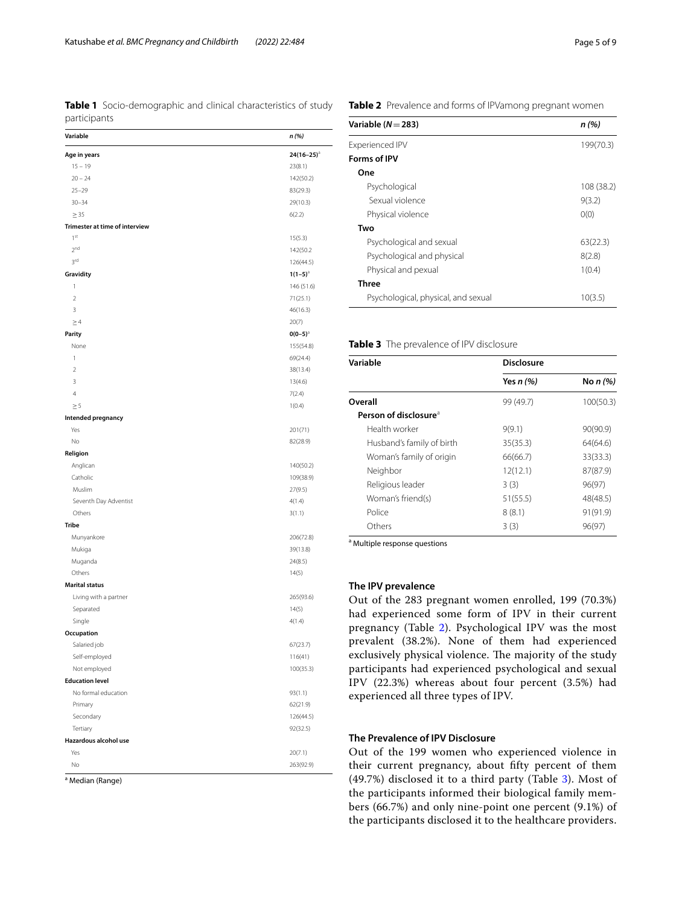**Table 1** Socio-demographic and clinical characteristics of study participants

| Variable | n (%) |
|---|---|
| **Age in years** | **24(16–25)[a]** |
| 15 – 19 | 23(8.1) |
| 20 – 24 | 142(50.2) |
| 25–29 | 83(29.3) |
| 30–34 | 29(10.3) |
| ≥ 35 | 6(2.2) |
| **Trimester at time of interview** | |
| 1st | 15(5.3) |
| 2nd | 142(50.2 |
| 3rd | 126(44.5) |
| **Gravidity** | **1(1–5)[a]** |
| 1 | 146 (51.6) |
| 2 | 71(25.1) |
| 3 | 46(16.3) |
| ≥ 4 | 20(7) |
| **Parity** | **0(0–5)[a]** |
| None | 155(54.8) |
| 1 | 69(24.4) |
| 2 | 38(13.4) |
| 3 | 13(4.6) |
| 4 | 7(2.4) |
| ≥ 5 | 1(0.4) |
| **Intended pregnancy** | |
| Yes | 201(71) |
| No | 82(28.9) |
| **Religion** | |
| Anglican | 140(50.2) |
| Catholic | 109(38.9) |
| Muslim | 27(9.5) |
| Seventh Day Adventist | 4(1.4) |
| Others | 3(1.1) |
| **Tribe** | |
| Munyankore | 206(72.8) |
| Mukiga | 39(13.8) |
| Muganda | 24(8.5) |
| Others | 14(5) |
| **Marital status** | |
| Living with a partner | 265(93.6) |
| Separated | 14(5) |
| Single | 4(1.4) |
| **Occupation** | |
| Salaried job | 67(23.7) |
| Self-employed | 116(41) |
| Not employed | 100(35.3) |
| **Education level** | |
| No formal education | 93(1.1) |
| Primary | 62(21.9) |
| Secondary | 126(44.5) |
| Tertiary | 92(32.5) |
| **Hazardous alcohol use** | |
| Yes | 20(7.1) |
| No | 263(92.9) |

[a] Median (Range)

**Table 2** Prevalence and forms of IPVamong pregnant women

| Variable (N = 283) | n (%) |
|---|---|
| Experienced IPV | 199(70.3) |
| **Forms of IPV** | |
| **One** | |
| Psychological | 108 (38.2) |
| Sexual violence | 9(3.2) |
| Physical violence | 0(0) |
| **Two** | |
| Psychological and sexual | 63(22.3) |
| Psychological and physical | 8(2.8) |
| Physical and pexual | 1(0.4) |
| **Three** | |
| Psychological, physical, and sexual | 10(3.5) |

**Table 3** The prevalence of IPV disclosure

| Variable | Disclosure | |
|---|---|---|
| | Yes n (%) | No n (%) |
| **Overall** | 99 (49.7) | 100(50.3) |
| **Person of disclosure[a]** | | |
| Health worker | 9(9.1) | 90(90.9) |
| Husband's family of birth | 35(35.3) | 64(64.6) |
| Woman's family of origin | 66(66.7) | 33(33.3) |
| Neighbor | 12(12.1) | 87(87.9) |
| Religious leader | 3 (3) | 96(97) |
| Woman's friend(s) | 51(55.5) | 48(48.5) |
| Police | 8 (8.1) | 91(91.9) |
| Others | 3 (3) | 96(97) |

[a] Multiple response questions

## The IPV prevalence

Out of the 283 pregnant women enrolled, 199 (70.3%) had experienced some form of IPV in their current pregnancy (Table 2). Psychological IPV was the most prevalent (38.2%). None of them had experienced exclusively physical violence. The majority of the study participants had experienced psychological and sexual IPV (22.3%) whereas about four percent (3.5%) had experienced all three types of IPV.

## The Prevalence of IPV Disclosure

Out of the 199 women who experienced violence in their current pregnancy, about fifty percent of them (49.7%) disclosed it to a third party (Table 3). Most of the participants informed their biological family members (66.7%) and only nine-point one percent (9.1%) of the participants disclosed it to the healthcare providers.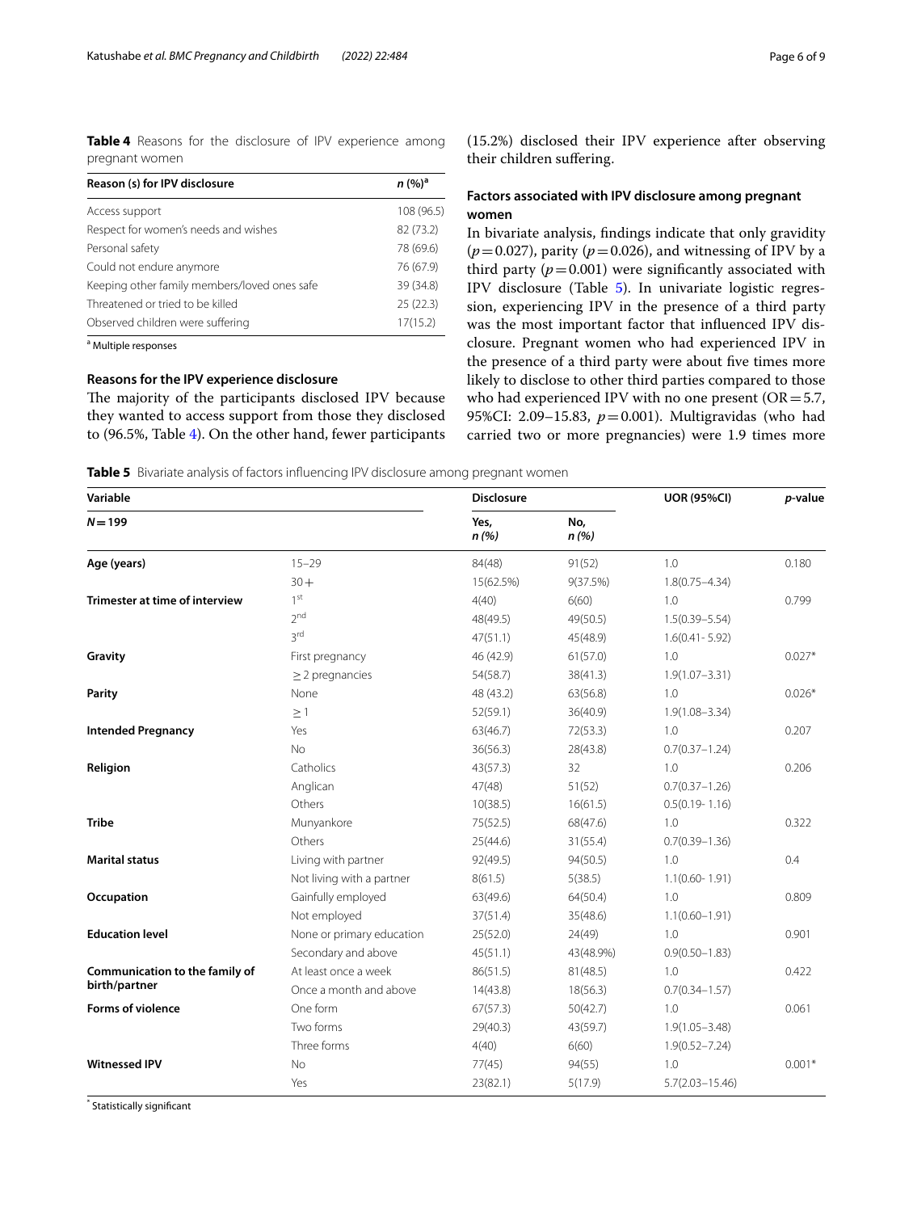**Table 4** Reasons for the disclosure of IPV experience among pregnant women

| Reason (s) for IPV disclosure | n (%)[a] |
|---|---|
| Access support | 108 (96.5) |
| Respect for women's needs and wishes | 82 (73.2) |
| Personal safety | 78 (69.6) |
| Could not endure anymore | 76 (67.9) |
| Keeping other family members/loved ones safe | 39 (34.8) |
| Threatened or tried to be killed | 25 (22.3) |
| Observed children were suffering | 17(15.2) |

[a] Multiple responses

### Reasons for the IPV experience disclosure

The majority of the participants disclosed IPV because they wanted to access support from those they disclosed to (96.5%, Table 4). On the other hand, fewer participants (15.2%) disclosed their IPV experience after observing their children suffering.

### Factors associated with IPV disclosure among pregnant women

In bivariate analysis, findings indicate that only gravidity ($p = 0.027$), parity ($p = 0.026$), and witnessing of IPV by a third party ($p = 0.001$) were significantly associated with IPV disclosure (Table 5). In univariate logistic regression, experiencing IPV in the presence of a third party was the most important factor that influenced IPV disclosure. Pregnant women who had experienced IPV in the presence of a third party were about five times more likely to disclose to other third parties compared to those who had experienced IPV with no one present (OR = 5.7, 95%CI: 2.09–15.83, $p = 0.001$). Multigravidas (who had carried two or more pregnancies) were 1.9 times more

**Table 5** Bivariate analysis of factors influencing IPV disclosure among pregnant women

| Variable | | Disclosure | | UOR (95%CI) | p-value |
|---|---|---|---|---|---|
| N = 199 | | Yes, n (%) | No, n (%) | | |
| **Age (years)** | 15–29 | 84(48) | 91(52) | 1.0 | 0.180 |
| | 30+ | 15(62.5%) | 9(37.5%) | 1.8(0.75–4.34) | |
| **Trimester at time of interview** | 1st | 4(40) | 6(60) | 1.0 | 0.799 |
| | 2nd | 48(49.5) | 49(50.5) | 1.5(0.39–5.54) | |
| | 3rd | 47(51.1) | 45(48.9) | 1.6(0.41- 5.92) | |
| **Gravity** | First pregnancy | 46 (42.9) | 61(57.0) | 1.0 | 0.027* |
| | ≥ 2 pregnancies | 54(58.7) | 38(41.3) | 1.9(1.07–3.31) | |
| **Parity** | None | 48 (43.2) | 63(56.8) | 1.0 | 0.026* |
| | ≥ 1 | 52(59.1) | 36(40.9) | 1.9(1.08–3.34) | |
| **Intended Pregnancy** | Yes | 63(46.7) | 72(53.3) | 1.0 | 0.207 |
| | No | 36(56.3) | 28(43.8) | 0.7(0.37–1.24) | |
| **Religion** | Catholics | 43(57.3) | 32 | 1.0 | 0.206 |
| | Anglican | 47(48) | 51(52) | 0.7(0.37–1.26) | |
| | Others | 10(38.5) | 16(61.5) | 0.5(0.19- 1.16) | |
| **Tribe** | Munyankore | 75(52.5) | 68(47.6) | 1.0 | 0.322 |
| | Others | 25(44.6) | 31(55.4) | 0.7(0.39–1.36) | |
| **Marital status** | Living with partner | 92(49.5) | 94(50.5) | 1.0 | 0.4 |
| | Not living with a partner | 8(61.5) | 5(38.5) | 1.1(0.60- 1.91) | |
| **Occupation** | Gainfully employed | 63(49.6) | 64(50.4) | 1.0 | 0.809 |
| | Not employed | 37(51.4) | 35(48.6) | 1.1(0.60–1.91) | |
| **Education level** | None or primary education | 25(52.0) | 24(49) | 1.0 | 0.901 |
| | Secondary and above | 45(51.1) | 43(48.9%) | 0.9(0.50–1.83) | |
| **Communication to the family of birth/partner** | At least once a week | 86(51.5) | 81(48.5) | 1.0 | 0.422 |
| | Once a month and above | 14(43.8) | 18(56.3) | 0.7(0.34–1.57) | |
| **Forms of violence** | One form | 67(57.3) | 50(42.7) | 1.0 | 0.061 |
| | Two forms | 29(40.3) | 43(59.7) | 1.9(1.05–3.48) | |
| | Three forms | 4(40) | 6(60) | 1.9(0.52–7.24) | |
| **Witnessed IPV** | No | 77(45) | 94(55) | 1.0 | 0.001* |
| | Yes | 23(82.1) | 5(17.9) | 5.7(2.03–15.46) | |

* Statistically significant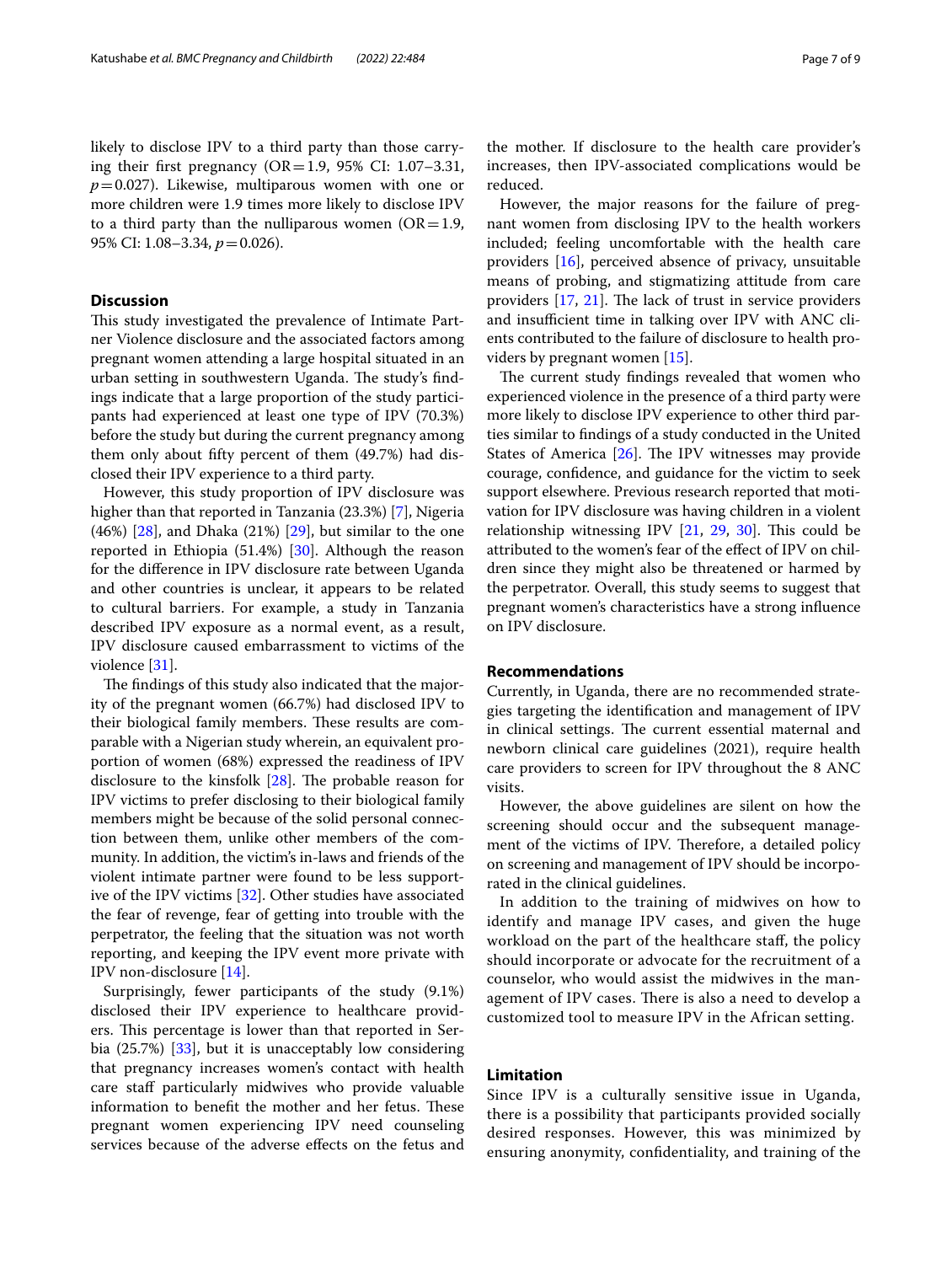likely to disclose IPV to a third party than those carrying their first pregnancy (OR = 1.9, 95% CI: 1.07–3.31, $p = 0.027$). Likewise, multiparous women with one or more children were 1.9 times more likely to disclose IPV to a third party than the nulliparous women (OR = 1.9, 95% CI: 1.08–3.34, $p = 0.026$).

## Discussion

This study investigated the prevalence of Intimate Partner Violence disclosure and the associated factors among pregnant women attending a large hospital situated in an urban setting in southwestern Uganda. The study's findings indicate that a large proportion of the study participants had experienced at least one type of IPV (70.3%) before the study but during the current pregnancy among them only about fifty percent of them (49.7%) had disclosed their IPV experience to a third party.

However, this study proportion of IPV disclosure was higher than that reported in Tanzania (23.3%) [7], Nigeria (46%) [28], and Dhaka (21%) [29], but similar to the one reported in Ethiopia (51.4%) [30]. Although the reason for the difference in IPV disclosure rate between Uganda and other countries is unclear, it appears to be related to cultural barriers. For example, a study in Tanzania described IPV exposure as a normal event, as a result, IPV disclosure caused embarrassment to victims of the violence [31].

The findings of this study also indicated that the majority of the pregnant women (66.7%) had disclosed IPV to their biological family members. These results are comparable with a Nigerian study wherein, an equivalent proportion of women (68%) expressed the readiness of IPV disclosure to the kinsfolk [28]. The probable reason for IPV victims to prefer disclosing to their biological family members might be because of the solid personal connection between them, unlike other members of the community. In addition, the victim's in-laws and friends of the violent intimate partner were found to be less supportive of the IPV victims [32]. Other studies have associated the fear of revenge, fear of getting into trouble with the perpetrator, the feeling that the situation was not worth reporting, and keeping the IPV event more private with IPV non-disclosure [14].

Surprisingly, fewer participants of the study (9.1%) disclosed their IPV experience to healthcare providers. This percentage is lower than that reported in Serbia (25.7%) [33], but it is unacceptably low considering that pregnancy increases women's contact with health care staff particularly midwives who provide valuable information to benefit the mother and her fetus. These pregnant women experiencing IPV need counseling services because of the adverse effects on the fetus and the mother. If disclosure to the health care provider's increases, then IPV-associated complications would be reduced.

However, the major reasons for the failure of pregnant women from disclosing IPV to the health workers included; feeling uncomfortable with the health care providers [16], perceived absence of privacy, unsuitable means of probing, and stigmatizing attitude from care providers [17, 21]. The lack of trust in service providers and insufficient time in talking over IPV with ANC clients contributed to the failure of disclosure to health providers by pregnant women [15].

The current study findings revealed that women who experienced violence in the presence of a third party were more likely to disclose IPV experience to other third parties similar to findings of a study conducted in the United States of America [26]. The IPV witnesses may provide courage, confidence, and guidance for the victim to seek support elsewhere. Previous research reported that motivation for IPV disclosure was having children in a violent relationship witnessing IPV [21, 29, 30]. This could be attributed to the women's fear of the effect of IPV on children since they might also be threatened or harmed by the perpetrator. Overall, this study seems to suggest that pregnant women's characteristics have a strong influence on IPV disclosure.

## Recommendations

Currently, in Uganda, there are no recommended strategies targeting the identification and management of IPV in clinical settings. The current essential maternal and newborn clinical care guidelines (2021), require health care providers to screen for IPV throughout the 8 ANC visits.

However, the above guidelines are silent on how the screening should occur and the subsequent management of the victims of IPV. Therefore, a detailed policy on screening and management of IPV should be incorporated in the clinical guidelines.

In addition to the training of midwives on how to identify and manage IPV cases, and given the huge workload on the part of the healthcare staff, the policy should incorporate or advocate for the recruitment of a counselor, who would assist the midwives in the management of IPV cases. There is also a need to develop a customized tool to measure IPV in the African setting.

## Limitation

Since IPV is a culturally sensitive issue in Uganda, there is a possibility that participants provided socially desired responses. However, this was minimized by ensuring anonymity, confidentiality, and training of the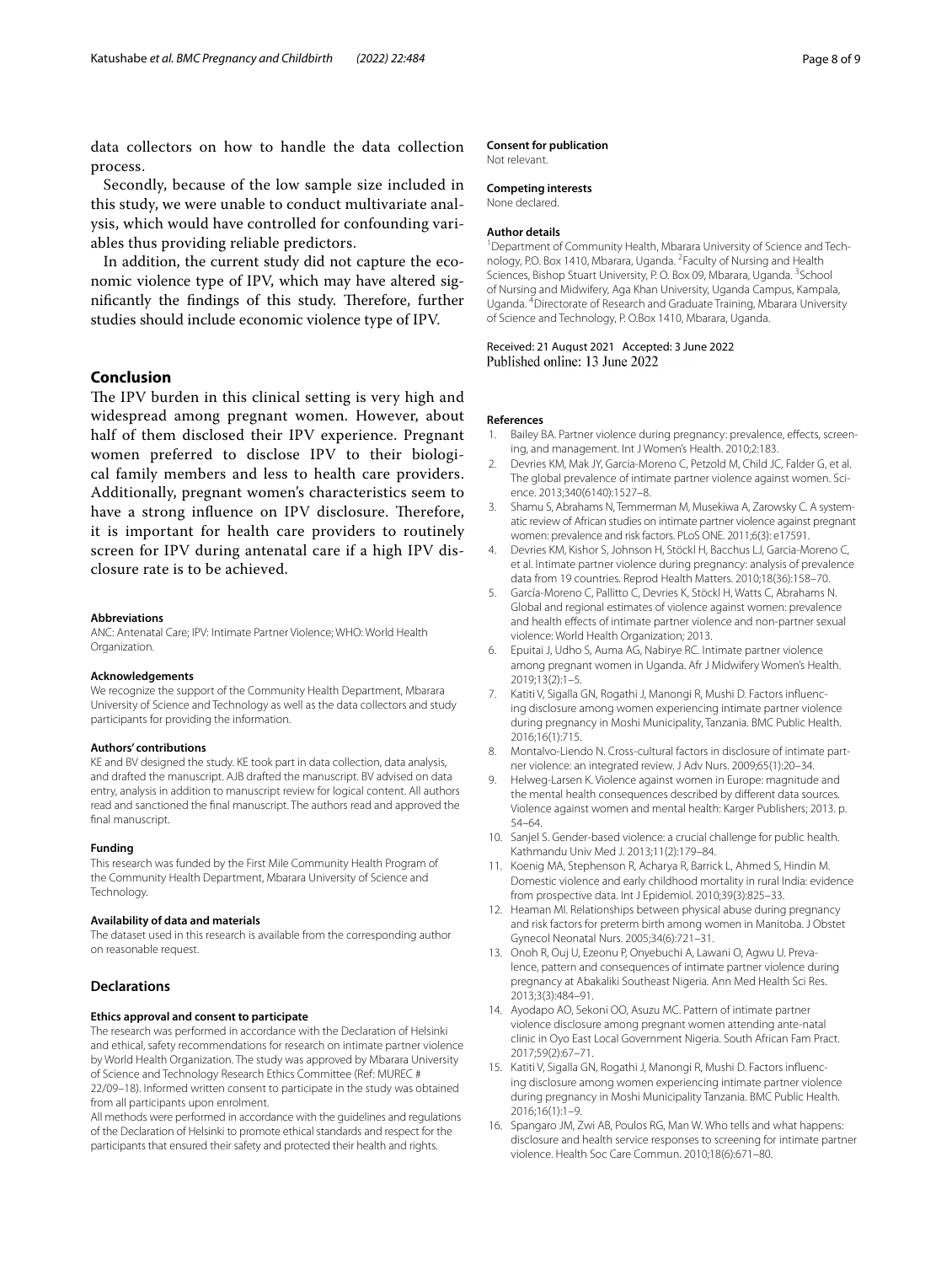data collectors on how to handle the data collection process.

Secondly, because of the low sample size included in this study, we were unable to conduct multivariate analysis, which would have controlled for confounding variables thus providing reliable predictors.

In addition, the current study did not capture the economic violence type of IPV, which may have altered significantly the findings of this study. Therefore, further studies should include economic violence type of IPV.

## Conclusion

The IPV burden in this clinical setting is very high and widespread among pregnant women. However, about half of them disclosed their IPV experience. Pregnant women preferred to disclose IPV to their biological family members and less to health care providers. Additionally, pregnant women's characteristics seem to have a strong influence on IPV disclosure. Therefore, it is important for health care providers to routinely screen for IPV during antenatal care if a high IPV disclosure rate is to be achieved.

#### Abbreviations

ANC: Antenatal Care; IPV: Intimate Partner Violence; WHO: World Health Organization.

#### Acknowledgements

We recognize the support of the Community Health Department, Mbarara University of Science and Technology as well as the data collectors and study participants for providing the information.

#### Authors' contributions

KE and BV designed the study. KE took part in data collection, data analysis, and drafted the manuscript. AJB drafted the manuscript. BV advised on data entry, analysis in addition to manuscript review for logical content. All authors read and sanctioned the final manuscript. The authors read and approved the final manuscript.

#### Funding

This research was funded by the First Mile Community Health Program of the Community Health Department, Mbarara University of Science and Technology.

#### Availability of data and materials

The dataset used in this research is available from the corresponding author on reasonable request.

## Declarations

#### Ethics approval and consent to participate

The research was performed in accordance with the Declaration of Helsinki and ethical, safety recommendations for research on intimate partner violence by World Health Organization. The study was approved by Mbarara University of Science and Technology Research Ethics Committee (Ref: MUREC # 22/09–18). Informed written consent to participate in the study was obtained from all participants upon enrolment.

All methods were performed in accordance with the guidelines and regulations of the Declaration of Helsinki to promote ethical standards and respect for the participants that ensured their safety and protected their health and rights.

#### Consent for publication

Not relevant.

#### Competing interests

None declared.

#### Author details

[1]Department of Community Health, Mbarara University of Science and Technology, P.O. Box 1410, Mbarara, Uganda. [2]Faculty of Nursing and Health Sciences, Bishop Stuart University, P. O. Box 09, Mbarara, Uganda. [3]School of Nursing and Midwifery, Aga Khan University, Uganda Campus, Kampala, Uganda. [4]Directorate of Research and Graduate Training, Mbarara University of Science and Technology, P. O.Box 1410, Mbarara, Uganda.

Received: 21 August 2021 Accepted: 3 June 2022
Published online: 13 June 2022

#### References

1. Bailey BA. Partner violence during pregnancy: prevalence, effects, screening, and management. Int J Women's Health. 2010;2:183.
2. Devries KM, Mak JY, Garcia-Moreno C, Petzold M, Child JC, Falder G, et al. The global prevalence of intimate partner violence against women. Science. 2013;340(6140):1527–8.
3. Shamu S, Abrahams N, Temmerman M, Musekiwa A, Zarowsky C. A systematic review of African studies on intimate partner violence against pregnant women: prevalence and risk factors. PLoS ONE. 2011;6(3): e17591.
4. Devries KM, Kishor S, Johnson H, Stöckl H, Bacchus LJ, Garcia-Moreno C, et al. Intimate partner violence during pregnancy: analysis of prevalence data from 19 countries. Reprod Health Matters. 2010;18(36):158–70.
5. García-Moreno C, Pallitto C, Devries K, Stöckl H, Watts C, Abrahams N. Global and regional estimates of violence against women: prevalence and health effects of intimate partner violence and non-partner sexual violence: World Health Organization; 2013.
6. Epuitai J, Udho S, Auma AG, Nabirye RC. Intimate partner violence among pregnant women in Uganda. Afr J Midwifery Women's Health. 2019;13(2):1–5.
7. Katiti V, Sigalla GN, Rogathi J, Manongi R, Mushi D. Factors influencing disclosure among women experiencing intimate partner violence during pregnancy in Moshi Municipality, Tanzania. BMC Public Health. 2016;16(1):715.
8. Montalvo-Liendo N. Cross-cultural factors in disclosure of intimate partner violence: an integrated review. J Adv Nurs. 2009;65(1):20–34.
9. Helweg-Larsen K. Violence against women in Europe: magnitude and the mental health consequences described by different data sources. Violence against women and mental health: Karger Publishers; 2013. p. 54–64.
10. Sanjel S. Gender-based violence: a crucial challenge for public health. Kathmandu Univ Med J. 2013;11(2):179–84.
11. Koenig MA, Stephenson R, Acharya R, Barrick L, Ahmed S, Hindin M. Domestic violence and early childhood mortality in rural India: evidence from prospective data. Int J Epidemiol. 2010;39(3):825–33.
12. Heaman MI. Relationships between physical abuse during pregnancy and risk factors for preterm birth among women in Manitoba. J Obstet Gynecol Neonatal Nurs. 2005;34(6):721–31.
13. Onoh R, Ouj U, Ezeonu P, Onyebuchi A, Lawani O, Agwu U. Prevalence, pattern and consequences of intimate partner violence during pregnancy at Abakaliki Southeast Nigeria. Ann Med Health Sci Res. 2013;3(3):484–91.
14. Ayodapo AO, Sekoni OO, Asuzu MC. Pattern of intimate partner violence disclosure among pregnant women attending ante-natal clinic in Oyo East Local Government Nigeria. South African Fam Pract. 2017;59(2):67–71.
15. Katiti V, Sigalla GN, Rogathi J, Manongi R, Mushi D. Factors influencing disclosure among women experiencing intimate partner violence during pregnancy in Moshi Municipality Tanzania. BMC Public Health. 2016;16(1):1–9.
16. Spangaro JM, Zwi AB, Poulos RG, Man W. Who tells and what happens: disclosure and health service responses to screening for intimate partner violence. Health Soc Care Commun. 2010;18(6):671–80.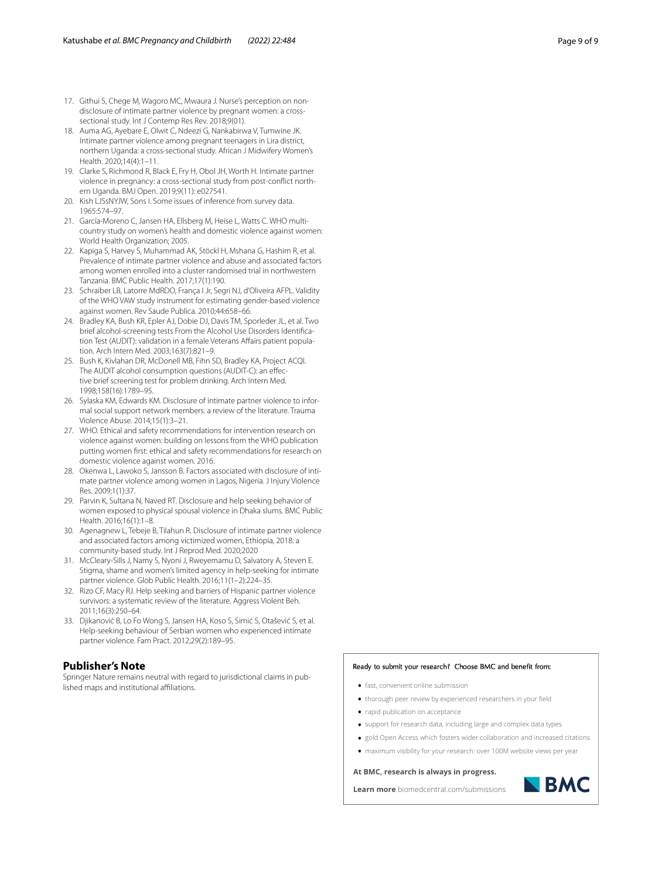17. Githui S, Chege M, Wagoro MC, Mwaura J. Nurse's perception on non-disclosure of intimate partner violence by pregnant women: a cross-sectional study. Int J Contemp Res Rev. 2018;9(01).
18. Auma AG, Ayebare E, Olwit C, Ndeezi G, Nankabirwa V, Tumwine JK. Intimate partner violence among pregnant teenagers in Lira district, northern Uganda: a cross-sectional study. African J Midwifery Women's Health. 2020;14(4):1–11.
19. Clarke S, Richmond R, Black E, Fry H, Obol JH, Worth H. Intimate partner violence in pregnancy: a cross-sectional study from post-conflict northern Uganda. BMJ Open. 2019;9(11): e027541.
20. Kish LJSsNYJW, Sons I. Some issues of inference from survey data. 1965:574–97.
21. García-Moreno C, Jansen HA, Ellsberg M, Heise L, Watts C. WHO multi-country study on women's health and domestic violence against women: World Health Organization; 2005.
22. Kapiga S, Harvey S, Muhammad AK, Stöckl H, Mshana G, Hashim R, et al. Prevalence of intimate partner violence and abuse and associated factors among women enrolled into a cluster randomised trial in northwestern Tanzania. BMC Public Health. 2017;17(1):190.
23. Schraiber LB, Latorre MdRDO, França I Jr, Segri NJ, d'Oliveira AFPL. Validity of the WHO VAW study instrument for estimating gender-based violence against women. Rev Saude Publica. 2010;44:658–66.
24. Bradley KA, Bush KR, Epler AJ, Dobie DJ, Davis TM, Sporleder JL, et al. Two brief alcohol-screening tests From the Alcohol Use Disorders Identification Test (AUDIT): validation in a female Veterans Affairs patient population. Arch Intern Med. 2003;163(7):821–9.
25. Bush K, Kivlahan DR, McDonell MB, Fihn SD, Bradley KA, Project ACQI. The AUDIT alcohol consumption questions (AUDIT-C): an effective brief screening test for problem drinking. Arch Intern Med. 1998;158(16):1789–95.
26. Sylaska KM, Edwards KM. Disclosure of intimate partner violence to informal social support network members: a review of the literature. Trauma Violence Abuse. 2014;15(1):3–21.
27. WHO. Ethical and safety recommendations for intervention research on violence against women: building on lessons from the WHO publication putting women first: ethical and safety recommendations for research on domestic violence against women. 2016.
28. Okenwa L, Lawoko S, Jansson B. Factors associated with disclosure of intimate partner violence among women in Lagos, Nigeria. J Injury Violence Res. 2009;1(1):37.
29. Parvin K, Sultana N, Naved RT. Disclosure and help seeking behavior of women exposed to physical spousal violence in Dhaka slums. BMC Public Health. 2016;16(1):1–8.
30. Agenagnew L, Tebeje B, Tilahun R. Disclosure of intimate partner violence and associated factors among victimized women, Ethiopia, 2018: a community-based study. Int J Reprod Med. 2020;2020
31. McCleary-Sills J, Namy S, Nyoni J, Rweyemamu D, Salvatory A, Steven E. Stigma, shame and women's limited agency in help-seeking for intimate partner violence. Glob Public Health. 2016;11(1–2):224–35.
32. Rizo CF, Macy RJ. Help seeking and barriers of Hispanic partner violence survivors: a systematic review of the literature. Aggress Violent Beh. 2011;16(3):250–64.
33. Djikanović B, Lo Fo Wong S, Jansen HA, Koso S, Simić S, Otašević S, et al. Help-seeking behaviour of Serbian women who experienced intimate partner violence. Fam Pract. 2012;29(2):189–95.

## Publisher's Note

Springer Nature remains neutral with regard to jurisdictional claims in published maps and institutional affiliations.

Ready to submit your research? Choose BMC and benefit from:

- fast, convenient online submission
- thorough peer review by experienced researchers in your field
- rapid publication on acceptance
- support for research data, including large and complex data types
- gold Open Access which fosters wider collaboration and increased citations
- maximum visibility for your research: over 100M website views per year

**At BMC, research is always in progress.**

**Learn more** biomedcentral.com/submissions

BMC